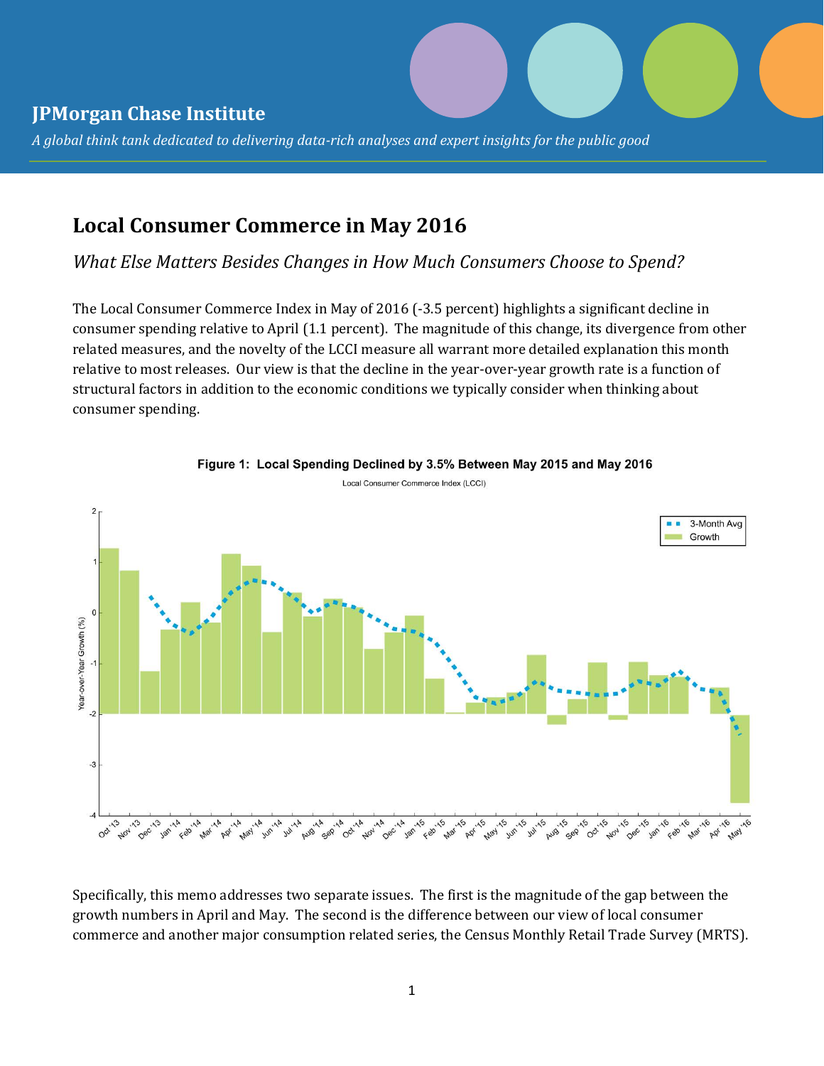# JPMorgan Chase Institute

*A global think tank dedicated to delivering data-rich analyses and expert insights for the public good*

## Local Consumer Commerce in May 2016

*What Else Matters Besides Changes in How Much Consumers Choose to Spend?*

The Local Consumer Commerce Index in May of 2016 (-3.5 percent) highlights a significant decline in consumer spending relative to April (1.1 percent). The magnitude of this change, its divergence from other related measures, and the novelty of the LCCI measure all warrant more detailed explanation this month relative to most releases. Our view is that the decline in the year-over-year growth rate is a function of structural factors in addition to the economic conditions we typically consider when thinking about consumer spending.

**Figure 1: Local Spending Declined by 3.5% Between May 2015 and May 2016**

Specifically, this memo addresses two separate issues. The first is the magnitude of the gap between the growth numbers in April and May. The second is the difference between our view of local consumer commerce and another major consumption related series, the Census Monthly Retail Trade Survey (MRTS).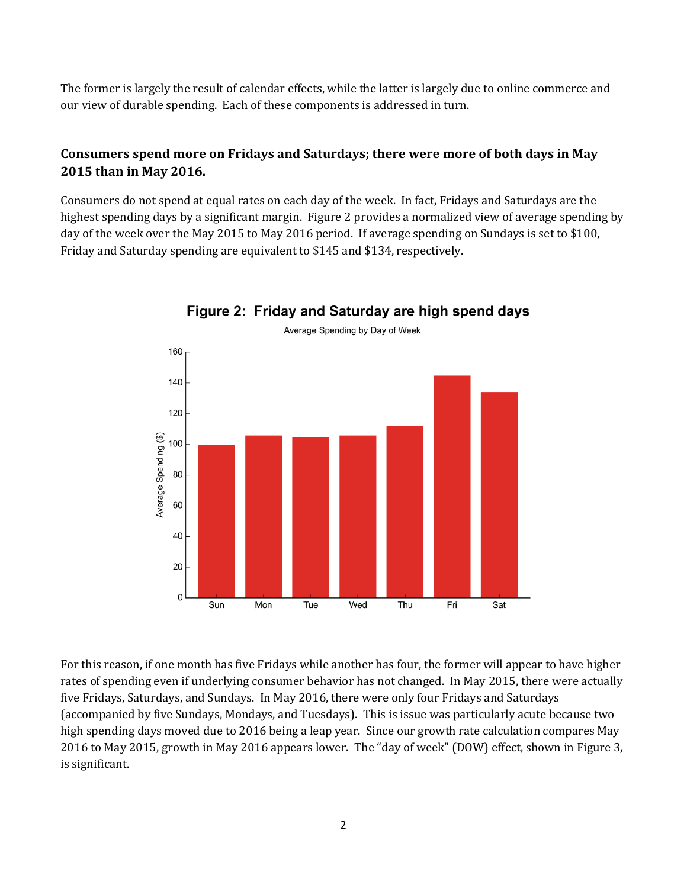The former is largely the result of calendar effects, while the latter is largely due to online commerce and our view of durable spending. Each of these components is addressed in turn.

### Consumers spend more on Fridays and Saturdays; there were more of both days in May 2015 than in May 2016.

Consumers do not spend at equal rates on each day of the week. In fact, Fridays and Saturdays are the highest spending days by a significant margin. Figure 2 provides a normalized view of average spending by day of the week over the May 2015 to May 2016 period. If average spending on Sundays is set to $100, Friday and Saturday spending are equivalent to $145 and $134, respectively.

**Figure 2: Friday and Saturday are high spend days**

For this reason, if one month has five Fridays while another has four, the former will appear to have higher rates of spending even if underlying consumer behavior has not changed. In May 2015, there were actually five Fridays, Saturdays, and Sundays. In May 2016, there were only four Fridays and Saturdays (accompanied by five Sundays, Mondays, and Tuesdays). This is issue was particularly acute because two high spending days moved due to 2016 being a leap year. Since our growth rate calculation compares May 2016 to May 2015, growth in May 2016 appears lower. The "day of week" (DOW) effect, shown in Figure 3, is significant.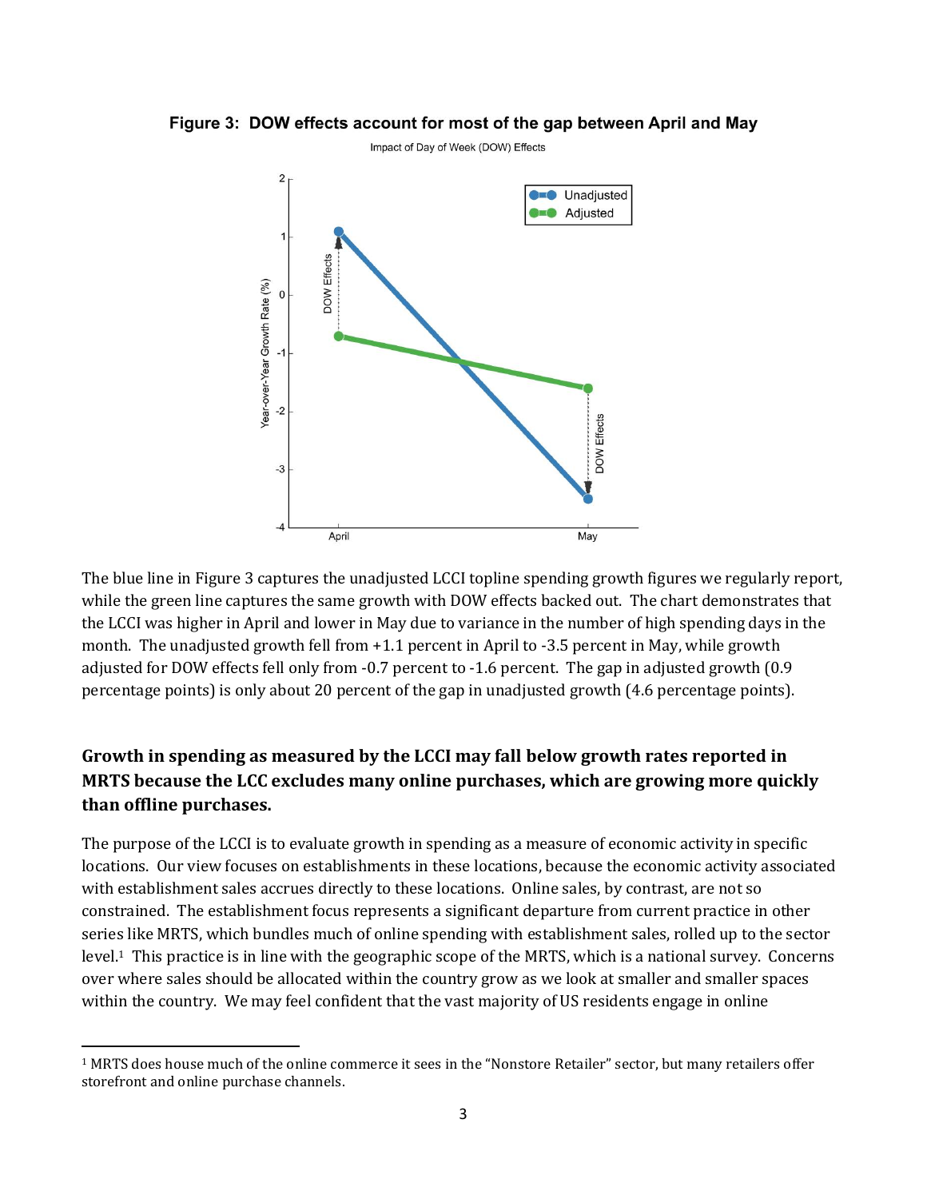**Figure 3: DOW effects account for most of the gap between April and May**

The blue line in Figure 3 captures the unadjusted LCCI topline spending growth figures we regularly report, while the green line captures the same growth with DOW effects backed out. The chart demonstrates that the LCCI was higher in April and lower in May due to variance in the number of high spending days in the month. The unadjusted growth fell from +1.1 percent in April to -3.5 percent in May, while growth adjusted for DOW effects fell only from -0.7 percent to -1.6 percent. The gap in adjusted growth (0.9 percentage points) is only about 20 percent of the gap in unadjusted growth (4.6 percentage points).

## Growth in spending as measured by the LCCI may fall below growth rates reported in MRTS because the LCC excludes many online purchases, which are growing more quickly than offline purchases.

The purpose of the LCCI is to evaluate growth in spending as a measure of economic activity in specific locations. Our view focuses on establishments in these locations, because the economic activity associated with establishment sales accrues directly to these locations. Online sales, by contrast, are not so constrained. The establishment focus represents a significant departure from current practice in other series like MRTS, which bundles much of online spending with establishment sales, rolled up to the sector level.[1] This practice is in line with the geographic scope of the MRTS, which is a national survey. Concerns over where sales should be allocated within the country grow as we look at smaller and smaller spaces within the country. We may feel confident that the vast majority of US residents engage in online

[1] MRTS does house much of the online commerce it sees in the "Nonstore Retailer" sector, but many retailers offer storefront and online purchase channels.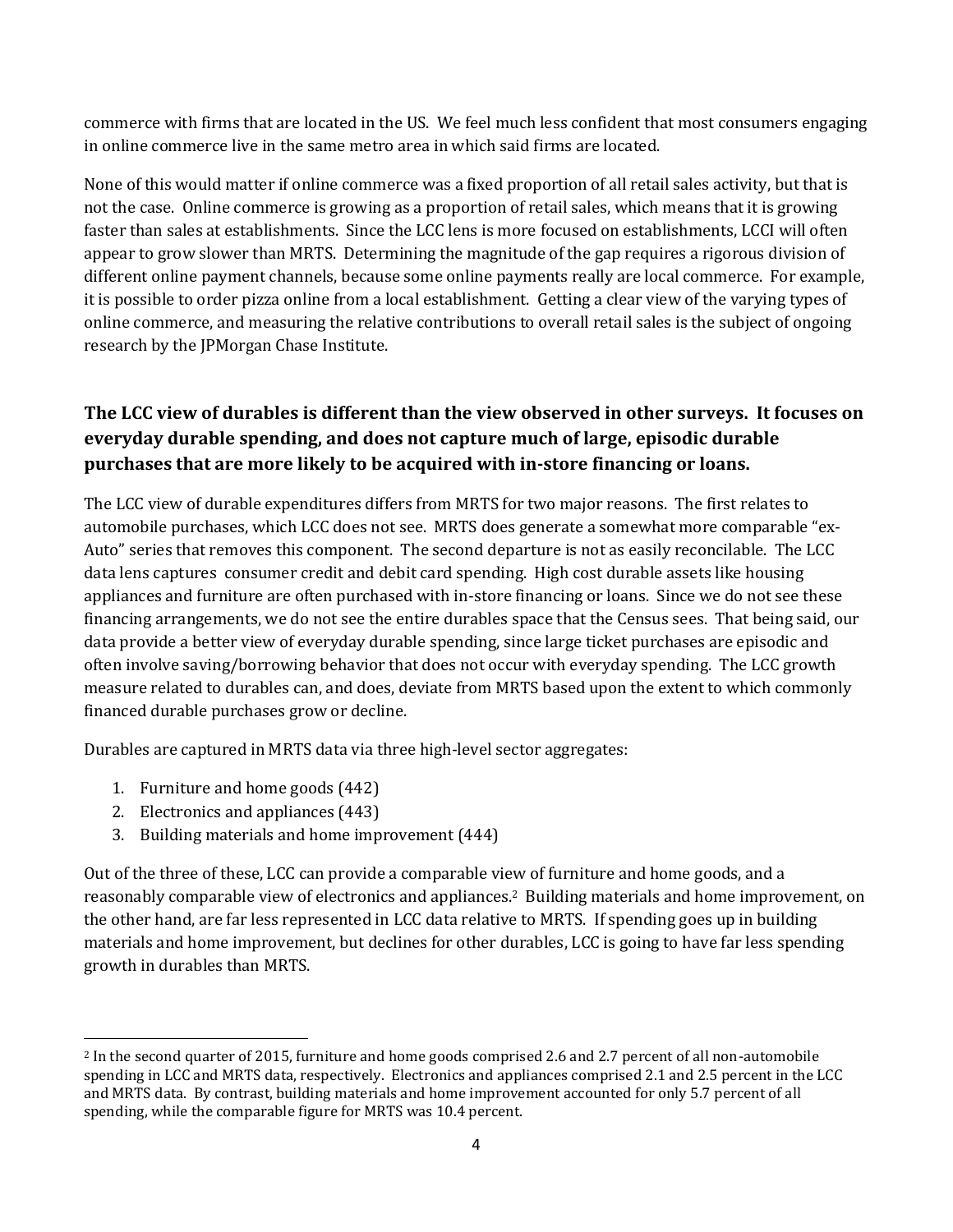commerce with firms that are located in the US. We feel much less confident that most consumers engaging in online commerce live in the same metro area in which said firms are located.

None of this would matter if online commerce was a fixed proportion of all retail sales activity, but that is not the case. Online commerce is growing as a proportion of retail sales, which means that it is growing faster than sales at establishments. Since the LCC lens is more focused on establishments, LCCI will often appear to grow slower than MRTS. Determining the magnitude of the gap requires a rigorous division of different online payment channels, because some online payments really are local commerce. For example, it is possible to order pizza online from a local establishment. Getting a clear view of the varying types of online commerce, and measuring the relative contributions to overall retail sales is the subject of ongoing research by the JPMorgan Chase Institute.

## The LCC view of durables is different than the view observed in other surveys. It focuses on everyday durable spending, and does not capture much of large, episodic durable purchases that are more likely to be acquired with in-store financing or loans.

The LCC view of durable expenditures differs from MRTS for two major reasons. The first relates to automobile purchases, which LCC does not see. MRTS does generate a somewhat more comparable "ex-Auto" series that removes this component. The second departure is not as easily reconcilable. The LCC data lens captures consumer credit and debit card spending. High cost durable assets like housing appliances and furniture are often purchased with in-store financing or loans. Since we do not see these financing arrangements, we do not see the entire durables space that the Census sees. That being said, our data provide a better view of everyday durable spending, since large ticket purchases are episodic and often involve saving/borrowing behavior that does not occur with everyday spending. The LCC growth measure related to durables can, and does, deviate from MRTS based upon the extent to which commonly financed durable purchases grow or decline.

Durables are captured in MRTS data via three high-level sector aggregates:

1. Furniture and home goods (442)
2. Electronics and appliances (443)
3. Building materials and home improvement (444)

Out of the three of these, LCC can provide a comparable view of furniture and home goods, and a reasonably comparable view of electronics and appliances.[2] Building materials and home improvement, on the other hand, are far less represented in LCC data relative to MRTS. If spending goes up in building materials and home improvement, but declines for other durables, LCC is going to have far less spending growth in durables than MRTS.

---

[2] In the second quarter of 2015, furniture and home goods comprised 2.6 and 2.7 percent of all non-automobile spending in LCC and MRTS data, respectively. Electronics and appliances comprised 2.1 and 2.5 percent in the LCC and MRTS data. By contrast, building materials and home improvement accounted for only 5.7 percent of all spending, while the comparable figure for MRTS was 10.4 percent.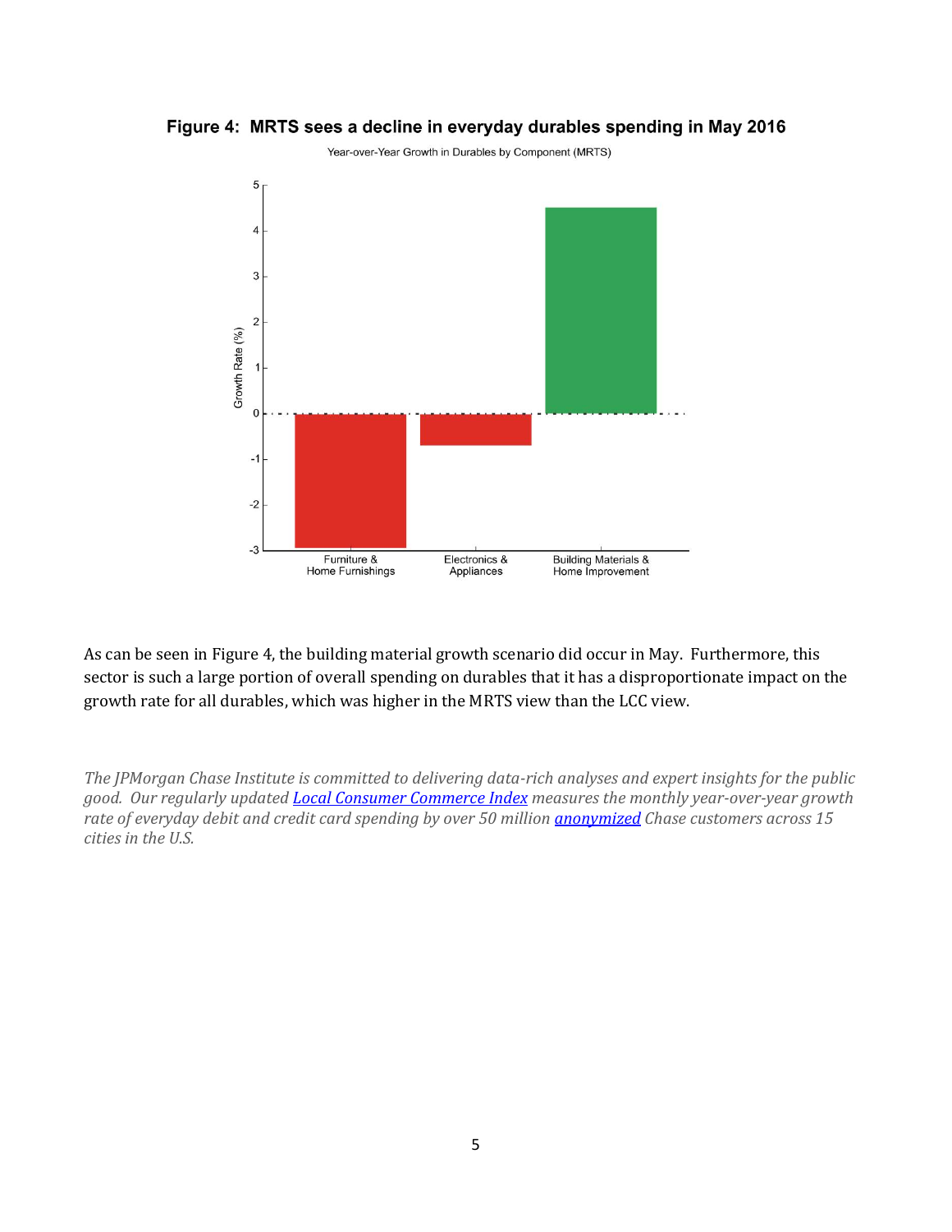**Figure 4: MRTS sees a decline in everyday durables spending in May 2016**

Year-over-Year Growth in Durables by Component (MRTS)

Growth Rate (%)

5
4
3
2
1
0
-1
-2
-3

Furniture & Home Furnishings
Electronics & Appliances
Building Materials & Home Improvement

As can be seen in Figure 4, the building material growth scenario did occur in May. Furthermore, this sector is such a large portion of overall spending on durables that it has a disproportionate impact on the growth rate for all durables, which was higher in the MRTS view than the LCC view.

*The JPMorgan Chase Institute is committed to delivering data-rich analyses and expert insights for the public good. Our regularly updated [Local Consumer Commerce Index] measures the monthly year-over-year growth rate of everyday debit and credit card spending by over 50 million [anonymized] Chase customers across 15 cities in the U.S.*